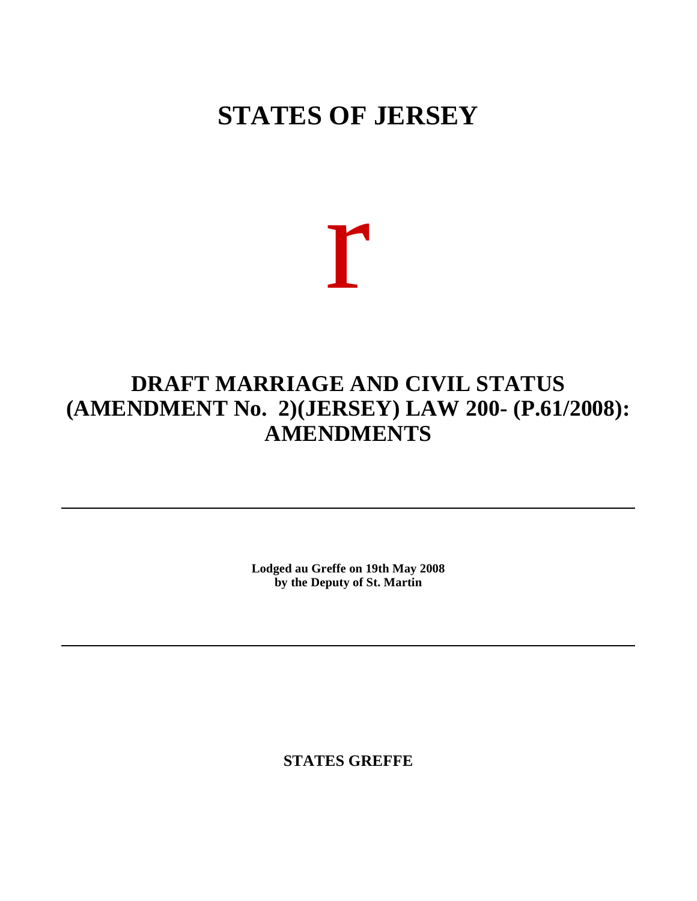# STATES OF JERSEY

r

## DRAFT MARRIAGE AND CIVIL STATUS (AMENDMENT No. 2)(JERSEY) LAW 200- (P.61/2008): AMENDMENTS

---

**Lodged au Greffe on 19th May 2008**
**by the Deputy of St. Martin**

---

**STATES GREFFE**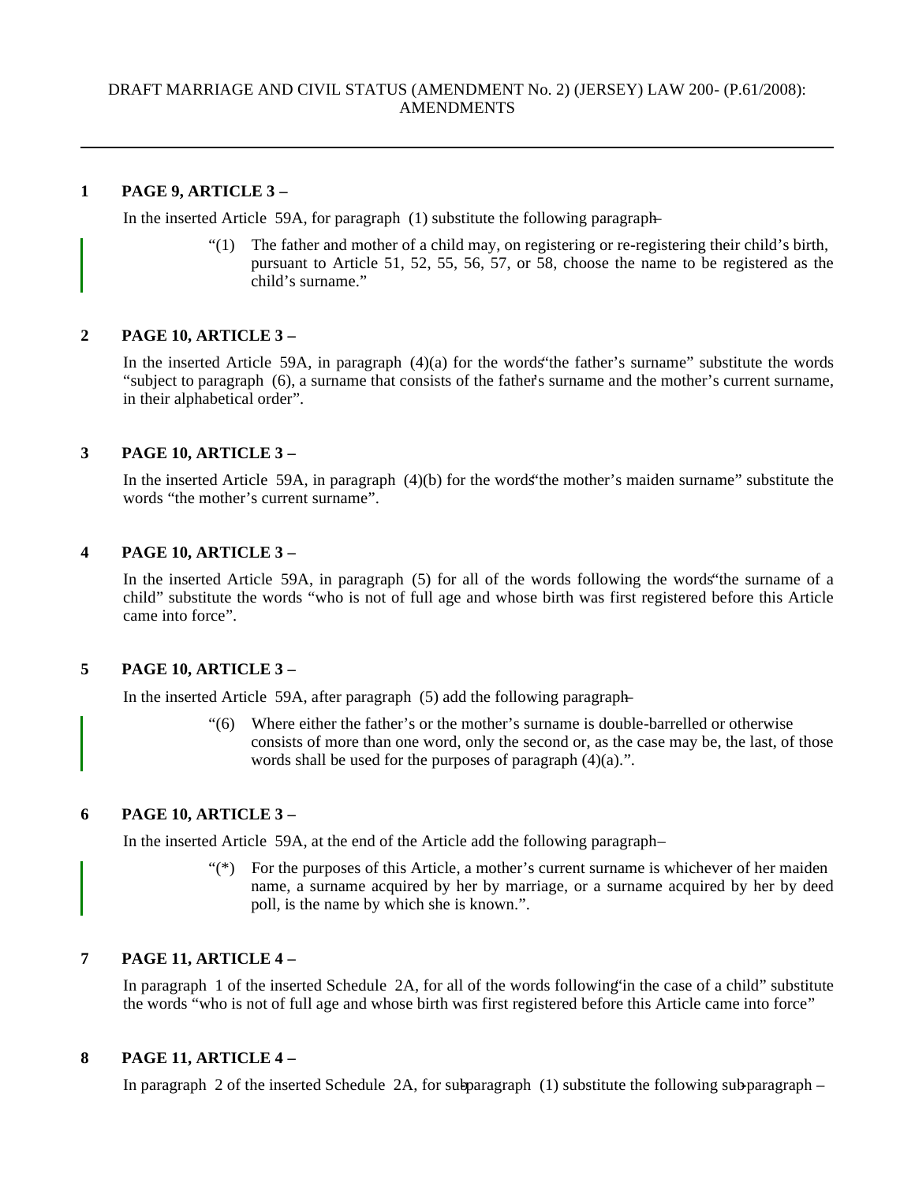DRAFT MARRIAGE AND CIVIL STATUS (AMENDMENT No. 2) (JERSEY) LAW 200- (P.61/2008): AMENDMENTS

---

**1 PAGE 9, ARTICLE 3 –**

In the inserted Article 59A, for paragraph (1) substitute the following paragraph –

> "(1) The father and mother of a child may, on registering or re-registering their child's birth, pursuant to Article 51, 52, 55, 56, 57, or 58, choose the name to be registered as the child's surname."

**2 PAGE 10, ARTICLE 3 –**

In the inserted Article 59A, in paragraph (4)(a) for the words "the father's surname" substitute the words "subject to paragraph (6), a surname that consists of the father's surname and the mother's current surname, in their alphabetical order".

**3 PAGE 10, ARTICLE 3 –**

In the inserted Article 59A, in paragraph (4)(b) for the words "the mother's maiden surname" substitute the words "the mother's current surname".

**4 PAGE 10, ARTICLE 3 –**

In the inserted Article 59A, in paragraph (5) for all of the words following the words "the surname of a child" substitute the words "who is not of full age and whose birth was first registered before this Article came into force".

**5 PAGE 10, ARTICLE 3 –**

In the inserted Article 59A, after paragraph (5) add the following paragraph –

> "(6) Where either the father's or the mother's surname is double-barrelled or otherwise consists of more than one word, only the second or, as the case may be, the last, of those words shall be used for the purposes of paragraph (4)(a).".

**6 PAGE 10, ARTICLE 3 –**

In the inserted Article 59A, at the end of the Article add the following paragraph –

> "(*) For the purposes of this Article, a mother's current surname is whichever of her maiden name, a surname acquired by her by marriage, or a surname acquired by her by deed poll, is the name by which she is known.".

**7 PAGE 11, ARTICLE 4 –**

In paragraph 1 of the inserted Schedule 2A, for all of the words following "in the case of a child" substitute the words "who is not of full age and whose birth was first registered before this Article came into force"

**8 PAGE 11, ARTICLE 4 –**

In paragraph 2 of the inserted Schedule 2A, for sub-paragraph (1) substitute the following sub-paragraph –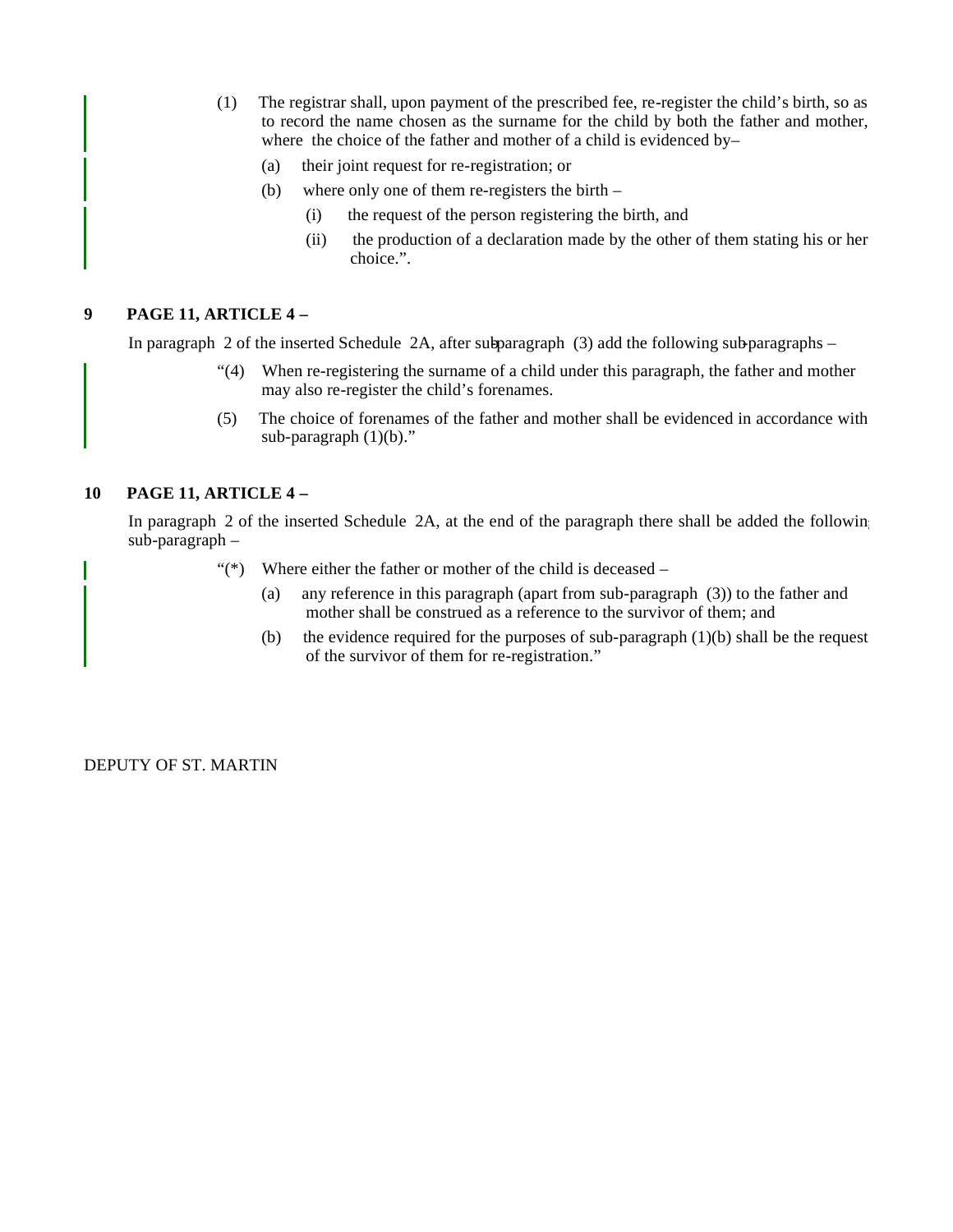(1) The registrar shall, upon payment of the prescribed fee, re-register the child's birth, so as to record the name chosen as the surname for the child by both the father and mother, where the choice of the father and mother of a child is evidenced by–

(a) their joint request for re-registration; or

(b) where only one of them re-registers the birth –

(i) the request of the person registering the birth, and

(ii) the production of a declaration made by the other of them stating his or her choice.".

**9 PAGE 11, ARTICLE 4 –**

In paragraph 2 of the inserted Schedule 2A, after sub-paragraph (3) add the following sub-paragraphs –

"(4) When re-registering the surname of a child under this paragraph, the father and mother may also re-register the child's forenames.

(5) The choice of forenames of the father and mother shall be evidenced in accordance with sub-paragraph (1)(b)."

**10 PAGE 11, ARTICLE 4 –**

In paragraph 2 of the inserted Schedule 2A, at the end of the paragraph there shall be added the following sub-paragraph –

"(*) Where either the father or mother of the child is deceased –

(a) any reference in this paragraph (apart from sub-paragraph (3)) to the father and mother shall be construed as a reference to the survivor of them; and

(b) the evidence required for the purposes of sub-paragraph (1)(b) shall be the request of the survivor of them for re-registration."

DEPUTY OF ST. MARTIN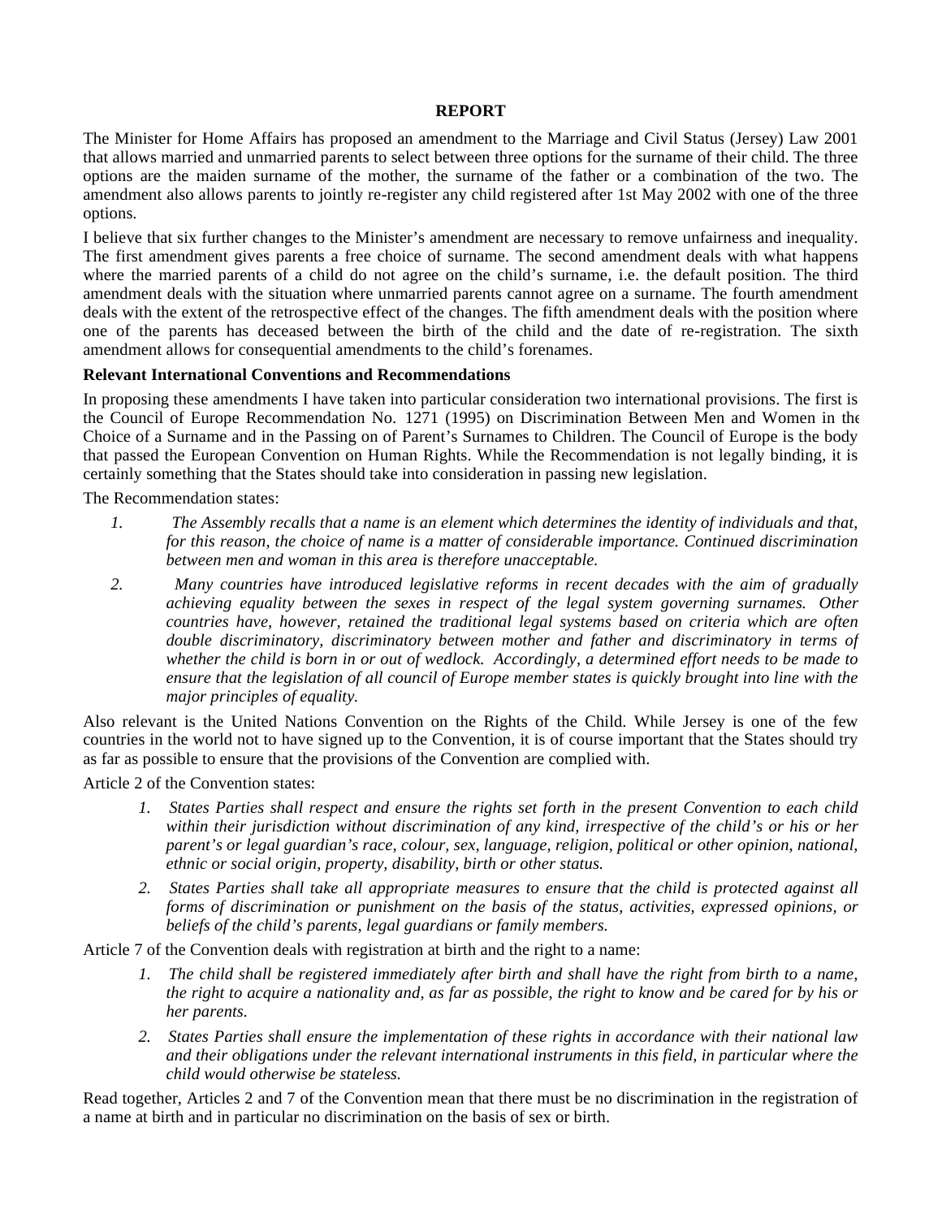## REPORT

The Minister for Home Affairs has proposed an amendment to the Marriage and Civil Status (Jersey) Law 2001 that allows married and unmarried parents to select between three options for the surname of their child. The three options are the maiden surname of the mother, the surname of the father or a combination of the two. The amendment also allows parents to jointly re-register any child registered after 1st May 2002 with one of the three options.

I believe that six further changes to the Minister's amendment are necessary to remove unfairness and inequality. The first amendment gives parents a free choice of surname. The second amendment deals with what happens where the married parents of a child do not agree on the child's surname, i.e. the default position. The third amendment deals with the situation where unmarried parents cannot agree on a surname. The fourth amendment deals with the extent of the retrospective effect of the changes. The fifth amendment deals with the position where one of the parents has deceased between the birth of the child and the date of re-registration. The sixth amendment allows for consequential amendments to the child's forenames.

**Relevant International Conventions and Recommendations**

In proposing these amendments I have taken into particular consideration two international provisions. The first is the Council of Europe Recommendation No. 1271 (1995) on Discrimination Between Men and Women in the Choice of a Surname and in the Passing on of Parent's Surnames to Children. The Council of Europe is the body that passed the European Convention on Human Rights. While the Recommendation is not legally binding, it is certainly something that the States should take into consideration in passing new legislation.

The Recommendation states:

1. *The Assembly recalls that a name is an element which determines the identity of individuals and that, for this reason, the choice of name is a matter of considerable importance. Continued discrimination between men and woman in this area is therefore unacceptable.*
2. *Many countries have introduced legislative reforms in recent decades with the aim of gradually achieving equality between the sexes in respect of the legal system governing surnames. Other countries have, however, retained the traditional legal systems based on criteria which are often double discriminatory, discriminatory between mother and father and discriminatory in terms of whether the child is born in or out of wedlock. Accordingly, a determined effort needs to be made to ensure that the legislation of all council of Europe member states is quickly brought into line with the major principles of equality.*

Also relevant is the United Nations Convention on the Rights of the Child. While Jersey is one of the few countries in the world not to have signed up to the Convention, it is of course important that the States should try as far as possible to ensure that the provisions of the Convention are complied with.

Article 2 of the Convention states:

1. *States Parties shall respect and ensure the rights set forth in the present Convention to each child within their jurisdiction without discrimination of any kind, irrespective of the child's or his or her parent's or legal guardian's race, colour, sex, language, religion, political or other opinion, national, ethnic or social origin, property, disability, birth or other status.*
2. *States Parties shall take all appropriate measures to ensure that the child is protected against all forms of discrimination or punishment on the basis of the status, activities, expressed opinions, or beliefs of the child's parents, legal guardians or family members.*

Article 7 of the Convention deals with registration at birth and the right to a name:

1. *The child shall be registered immediately after birth and shall have the right from birth to a name, the right to acquire a nationality and, as far as possible, the right to know and be cared for by his or her parents.*
2. *States Parties shall ensure the implementation of these rights in accordance with their national law and their obligations under the relevant international instruments in this field, in particular where the child would otherwise be stateless.*

Read together, Articles 2 and 7 of the Convention mean that there must be no discrimination in the registration of a name at birth and in particular no discrimination on the basis of sex or birth.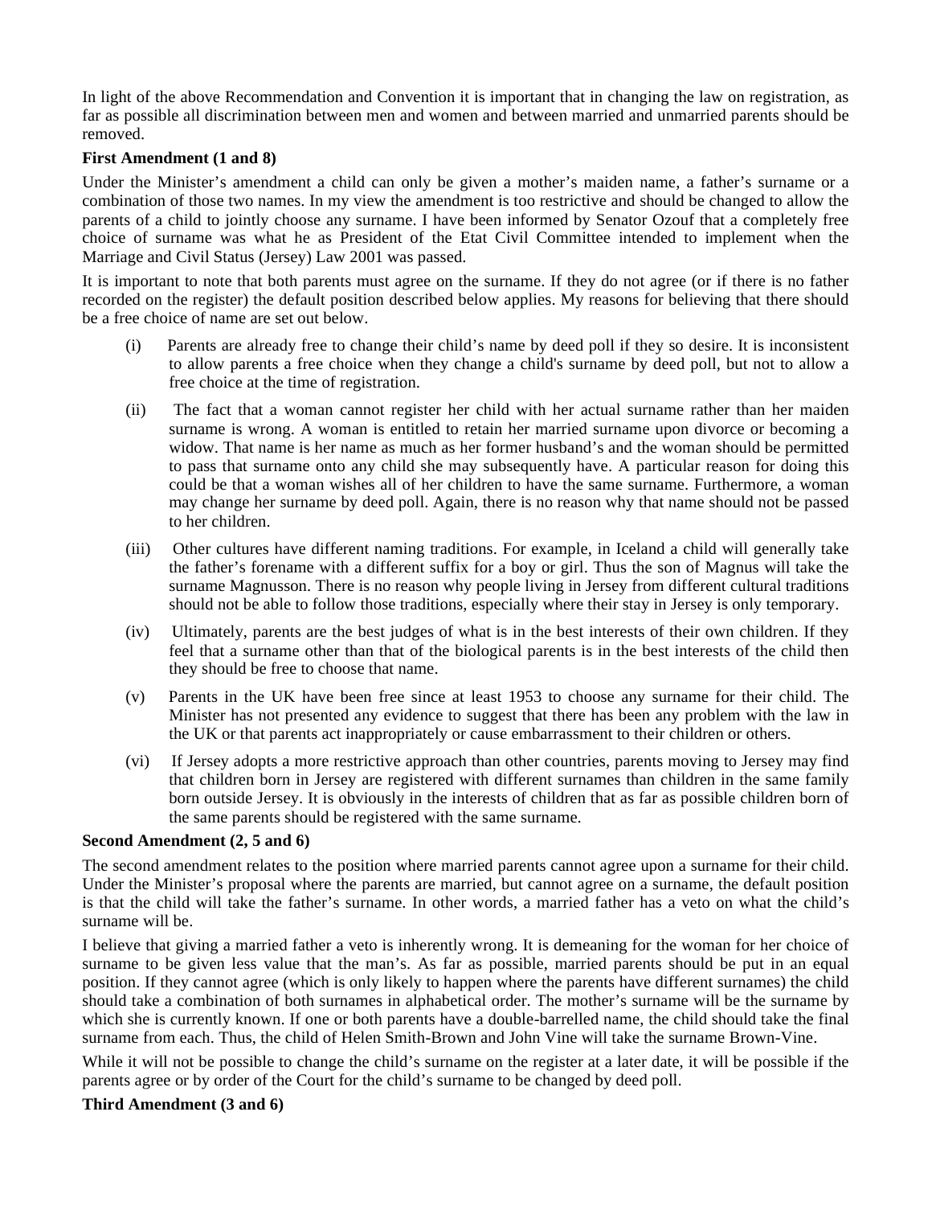In light of the above Recommendation and Convention it is important that in changing the law on registration, as far as possible all discrimination between men and women and between married and unmarried parents should be removed.

**First Amendment (1 and 8)**

Under the Minister's amendment a child can only be given a mother's maiden name, a father's surname or a combination of those two names. In my view the amendment is too restrictive and should be changed to allow the parents of a child to jointly choose any surname. I have been informed by Senator Ozouf that a completely free choice of surname was what he as President of the Etat Civil Committee intended to implement when the Marriage and Civil Status (Jersey) Law 2001 was passed.

It is important to note that both parents must agree on the surname. If they do not agree (or if there is no father recorded on the register) the default position described below applies. My reasons for believing that there should be a free choice of name are set out below.

(i) Parents are already free to change their child's name by deed poll if they so desire. It is inconsistent to allow parents a free choice when they change a child's surname by deed poll, but not to allow a free choice at the time of registration.

(ii) The fact that a woman cannot register her child with her actual surname rather than her maiden surname is wrong. A woman is entitled to retain her married surname upon divorce or becoming a widow. That name is her name as much as her former husband's and the woman should be permitted to pass that surname onto any child she may subsequently have. A particular reason for doing this could be that a woman wishes all of her children to have the same surname. Furthermore, a woman may change her surname by deed poll. Again, there is no reason why that name should not be passed to her children.

(iii) Other cultures have different naming traditions. For example, in Iceland a child will generally take the father's forename with a different suffix for a boy or girl. Thus the son of Magnus will take the surname Magnusson. There is no reason why people living in Jersey from different cultural traditions should not be able to follow those traditions, especially where their stay in Jersey is only temporary.

(iv) Ultimately, parents are the best judges of what is in the best interests of their own children. If they feel that a surname other than that of the biological parents is in the best interests of the child then they should be free to choose that name.

(v) Parents in the UK have been free since at least 1953 to choose any surname for their child. The Minister has not presented any evidence to suggest that there has been any problem with the law in the UK or that parents act inappropriately or cause embarrassment to their children or others.

(vi) If Jersey adopts a more restrictive approach than other countries, parents moving to Jersey may find that children born in Jersey are registered with different surnames than children in the same family born outside Jersey. It is obviously in the interests of children that as far as possible children born of the same parents should be registered with the same surname.

**Second Amendment (2, 5 and 6)**

The second amendment relates to the position where married parents cannot agree upon a surname for their child. Under the Minister's proposal where the parents are married, but cannot agree on a surname, the default position is that the child will take the father's surname. In other words, a married father has a veto on what the child's surname will be.

I believe that giving a married father a veto is inherently wrong. It is demeaning for the woman for her choice of surname to be given less value that the man's. As far as possible, married parents should be put in an equal position. If they cannot agree (which is only likely to happen where the parents have different surnames) the child should take a combination of both surnames in alphabetical order. The mother's surname will be the surname by which she is currently known. If one or both parents have a double-barrelled name, the child should take the final surname from each. Thus, the child of Helen Smith-Brown and John Vine will take the surname Brown-Vine.

While it will not be possible to change the child's surname on the register at a later date, it will be possible if the parents agree or by order of the Court for the child's surname to be changed by deed poll.

**Third Amendment (3 and 6)**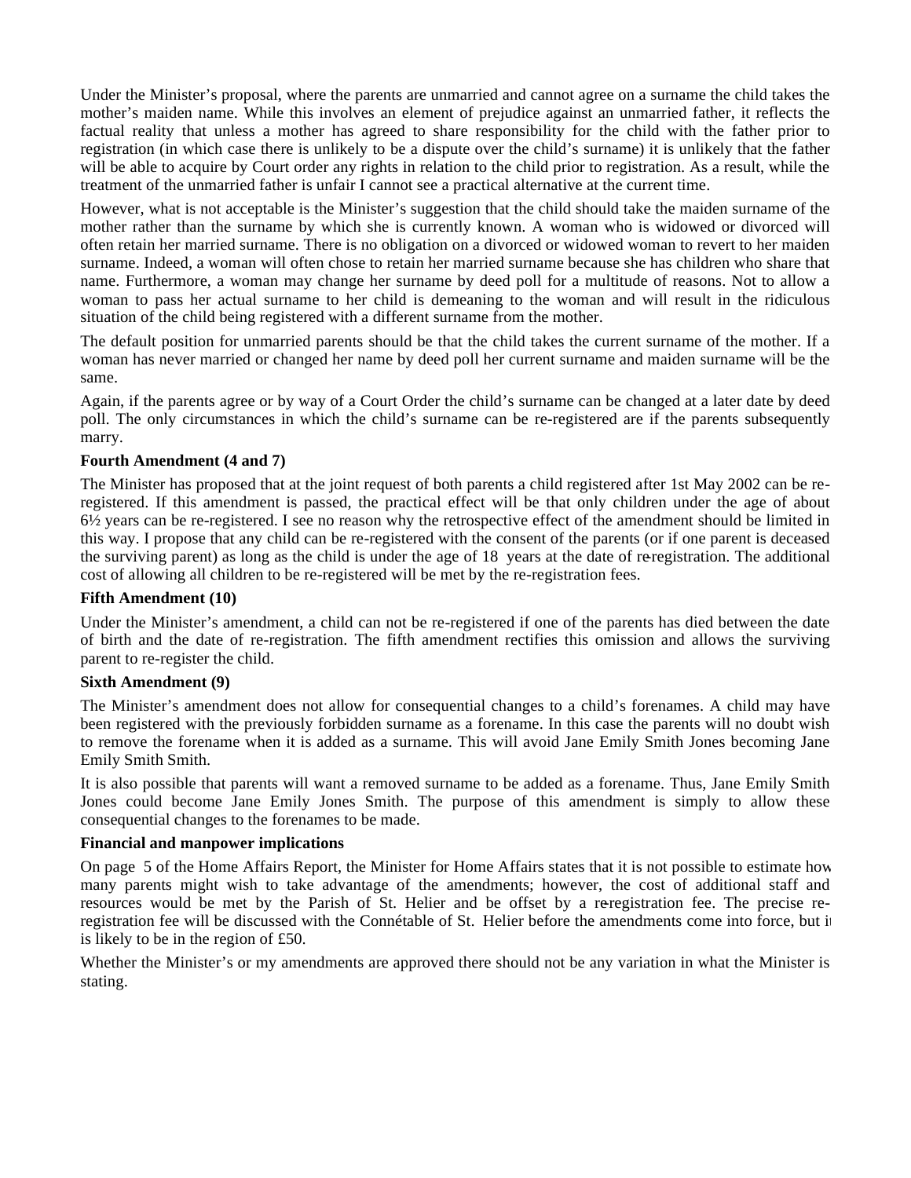Under the Minister's proposal, where the parents are unmarried and cannot agree on a surname the child takes the mother's maiden name. While this involves an element of prejudice against an unmarried father, it reflects the factual reality that unless a mother has agreed to share responsibility for the child with the father prior to registration (in which case there is unlikely to be a dispute over the child's surname) it is unlikely that the father will be able to acquire by Court order any rights in relation to the child prior to registration. As a result, while the treatment of the unmarried father is unfair I cannot see a practical alternative at the current time.

However, what is not acceptable is the Minister's suggestion that the child should take the maiden surname of the mother rather than the surname by which she is currently known. A woman who is widowed or divorced will often retain her married surname. There is no obligation on a divorced or widowed woman to revert to her maiden surname. Indeed, a woman will often chose to retain her married surname because she has children who share that name. Furthermore, a woman may change her surname by deed poll for a multitude of reasons. Not to allow a woman to pass her actual surname to her child is demeaning to the woman and will result in the ridiculous situation of the child being registered with a different surname from the mother.

The default position for unmarried parents should be that the child takes the current surname of the mother. If a woman has never married or changed her name by deed poll her current surname and maiden surname will be the same.

Again, if the parents agree or by way of a Court Order the child's surname can be changed at a later date by deed poll. The only circumstances in which the child's surname can be re-registered are if the parents subsequently marry.

**Fourth Amendment (4 and 7)**

The Minister has proposed that at the joint request of both parents a child registered after 1st May 2002 can be re-registered. If this amendment is passed, the practical effect will be that only children under the age of about 6½ years can be re-registered. I see no reason why the retrospective effect of the amendment should be limited in this way. I propose that any child can be re-registered with the consent of the parents (or if one parent is deceased the surviving parent) as long as the child is under the age of 18 years at the date of re-registration. The additional cost of allowing all children to be re-registered will be met by the re-registration fees.

**Fifth Amendment (10)**

Under the Minister's amendment, a child can not be re-registered if one of the parents has died between the date of birth and the date of re-registration. The fifth amendment rectifies this omission and allows the surviving parent to re-register the child.

**Sixth Amendment (9)**

The Minister's amendment does not allow for consequential changes to a child's forenames. A child may have been registered with the previously forbidden surname as a forename. In this case the parents will no doubt wish to remove the forename when it is added as a surname. This will avoid Jane Emily Smith Jones becoming Jane Emily Smith Smith.

It is also possible that parents will want a removed surname to be added as a forename. Thus, Jane Emily Smith Jones could become Jane Emily Jones Smith. The purpose of this amendment is simply to allow these consequential changes to the forenames to be made.

**Financial and manpower implications**

On page 5 of the Home Affairs Report, the Minister for Home Affairs states that it is not possible to estimate how many parents might wish to take advantage of the amendments; however, the cost of additional staff and resources would be met by the Parish of St. Helier and be offset by a re-registration fee. The precise re-registration fee will be discussed with the Connétable of St. Helier before the amendments come into force, but it is likely to be in the region of £50.

Whether the Minister's or my amendments are approved there should not be any variation in what the Minister is stating.